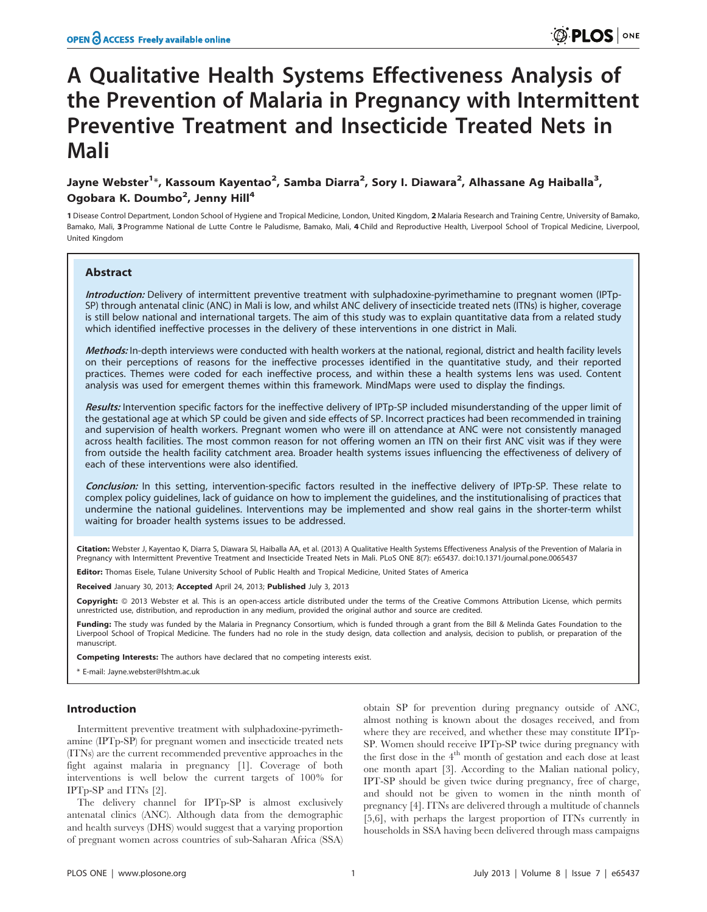# A Qualitative Health Systems Effectiveness Analysis of the Prevention of Malaria in Pregnancy with Intermittent Preventive Treatment and Insecticide Treated Nets in Mali

Jayne Webster[1]*, Kassoum Kayentao[2], Samba Diarra[2], Sory I. Diawara[2], Alhassane Ag Haiballa[3], Ogobara K. Doumbo[2], Jenny Hill[4]

1 Disease Control Department, London School of Hygiene and Tropical Medicine, London, United Kingdom, 2 Malaria Research and Training Centre, University of Bamako, Bamako, Mali, 3 Programme National de Lutte Contre le Paludisme, Bamako, Mali, 4 Child and Reproductive Health, Liverpool School of Tropical Medicine, Liverpool, United Kingdom

## Abstract

***Introduction:*** Delivery of intermittent preventive treatment with sulphadoxine-pyrimethamine to pregnant women (IPTp-SP) through antenatal clinic (ANC) in Mali is low, and whilst ANC delivery of insecticide treated nets (ITNs) is higher, coverage is still below national and international targets. The aim of this study was to explain quantitative data from a related study which identified ineffective processes in the delivery of these interventions in one district in Mali.

***Methods:*** In-depth interviews were conducted with health workers at the national, regional, district and health facility levels on their perceptions of reasons for the ineffective processes identified in the quantitative study, and their reported practices. Themes were coded for each ineffective process, and within these a health systems lens was used. Content analysis was used for emergent themes within this framework. MindMaps were used to display the findings.

***Results:*** Intervention specific factors for the ineffective delivery of IPTp-SP included misunderstanding of the upper limit of the gestational age at which SP could be given and side effects of SP. Incorrect practices had been recommended in training and supervision of health workers. Pregnant women who were ill on attendance at ANC were not consistently managed across health facilities. The most common reason for not offering women an ITN on their first ANC visit was if they were from outside the health facility catchment area. Broader health systems issues influencing the effectiveness of delivery of each of these interventions were also identified.

***Conclusion:*** In this setting, intervention-specific factors resulted in the ineffective delivery of IPTp-SP. These relate to complex policy guidelines, lack of guidance on how to implement the guidelines, and the institutionalising of practices that undermine the national guidelines. Interventions may be implemented and show real gains in the shorter-term whilst waiting for broader health systems issues to be addressed.

**Citation:** Webster J, Kayentao K, Diarra S, Diawara SI, Haiballa AA, et al. (2013) A Qualitative Health Systems Effectiveness Analysis of the Prevention of Malaria in Pregnancy with Intermittent Preventive Treatment and Insecticide Treated Nets in Mali. PLoS ONE 8(7): e65437. doi:10.1371/journal.pone.0065437

**Editor:** Thomas Eisele, Tulane University School of Public Health and Tropical Medicine, United States of America

**Received** January 30, 2013; **Accepted** April 24, 2013; **Published** July 3, 2013

**Copyright:** © 2013 Webster et al. This is an open-access article distributed under the terms of the Creative Commons Attribution License, which permits unrestricted use, distribution, and reproduction in any medium, provided the original author and source are credited.

**Funding:** The study was funded by the Malaria in Pregnancy Consortium, which is funded through a grant from the Bill & Melinda Gates Foundation to the Liverpool School of Tropical Medicine. The funders had no role in the study design, data collection and analysis, decision to publish, or preparation of the manuscript.

**Competing Interests:** The authors have declared that no competing interests exist.

* E-mail: Jayne.webster@lshtm.ac.uk

## Introduction

Intermittent preventive treatment with sulphadoxine-pyrimethamine (IPTp-SP) for pregnant women and insecticide treated nets (ITNs) are the current recommended preventive approaches in the fight against malaria in pregnancy [1]. Coverage of both interventions is well below the current targets of 100% for IPTp-SP and ITNs [2].

The delivery channel for IPTp-SP is almost exclusively antenatal clinics (ANC). Although data from the demographic and health surveys (DHS) would suggest that a varying proportion of pregnant women across countries of sub-Saharan Africa (SSA) obtain SP for prevention during pregnancy outside of ANC, almost nothing is known about the dosages received, and from where they are received, and whether these may constitute IPTp-SP. Women should receive IPTp-SP twice during pregnancy with the first dose in the 4th month of gestation and each dose at least one month apart [3]. According to the Malian national policy, IPT-SP should be given twice during pregnancy, free of charge, and should not be given to women in the ninth month of pregnancy [4]. ITNs are delivered through a multitude of channels [5,6], with perhaps the largest proportion of ITNs currently in households in SSA having been delivered through mass campaigns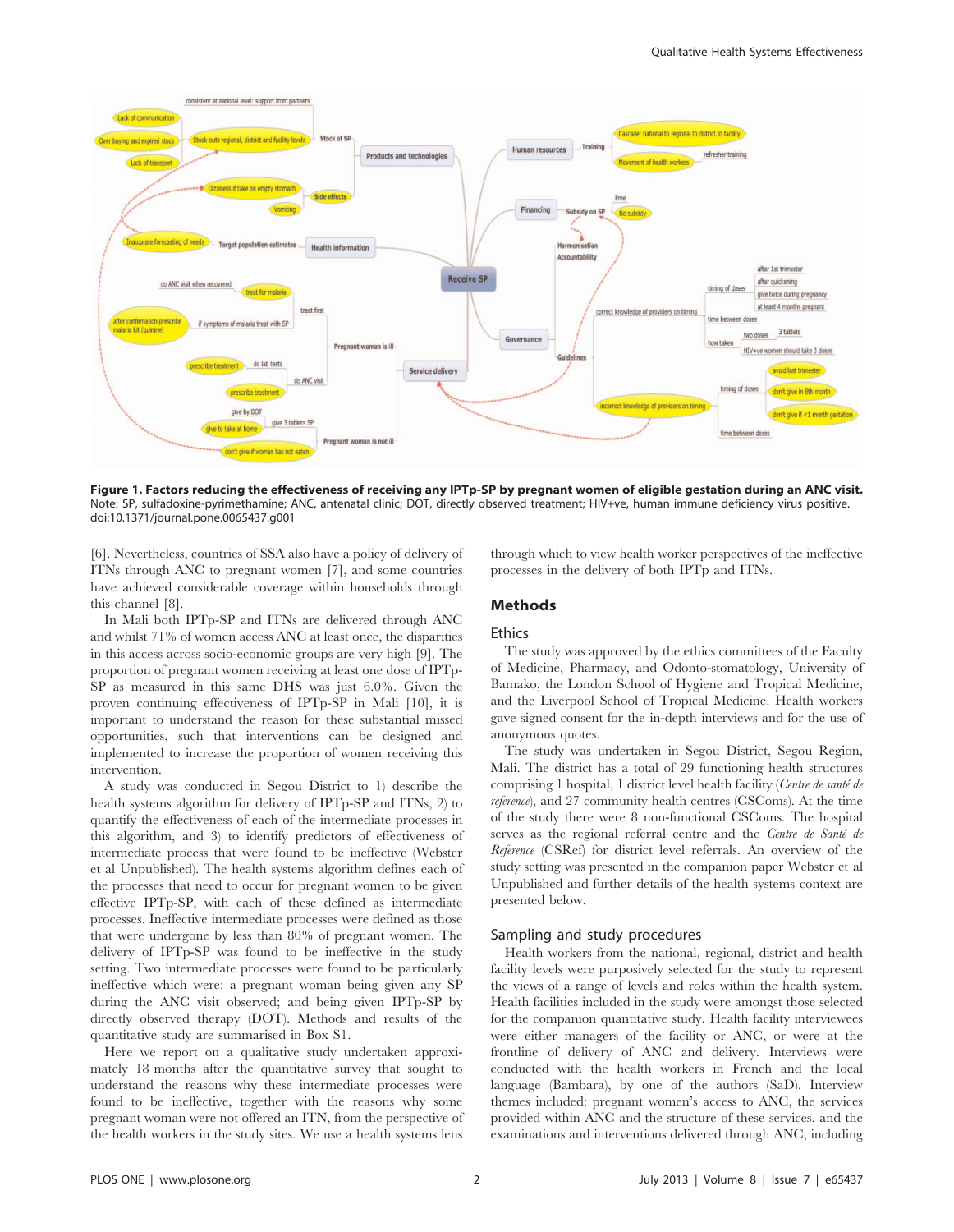**Figure 1. Factors reducing the effectiveness of receiving any IPTp-SP by pregnant women of eligible gestation during an ANC visit.**
Note: SP, sulfadoxine-pyrimethamine; ANC, antenatal clinic; DOT, directly observed treatment; HIV+ve, human immune deficiency virus positive.
doi:10.1371/journal.pone.0065437.g001

[6]. Nevertheless, countries of SSA also have a policy of delivery of ITNs through ANC to pregnant women [7], and some countries have achieved considerable coverage within households through this channel [8].

In Mali both IPTp-SP and ITNs are delivered through ANC and whilst 71% of women access ANC at least once, the disparities in this access across socio-economic groups are very high [9]. The proportion of pregnant women receiving at least one dose of IPTp-SP as measured in this same DHS was just 6.0%. Given the proven continuing effectiveness of IPTp-SP in Mali [10], it is important to understand the reason for these substantial missed opportunities, such that interventions can be designed and implemented to increase the proportion of women receiving this intervention.

A study was conducted in Segou District to 1) describe the health systems algorithm for delivery of IPTp-SP and ITNs, 2) to quantify the effectiveness of each of the intermediate processes in this algorithm, and 3) to identify predictors of effectiveness of intermediate process that were found to be ineffective (Webster et al Unpublished). The health systems algorithm defines each of the processes that need to occur for pregnant women to be given effective IPTp-SP, with each of these defined as intermediate processes. Ineffective intermediate processes were defined as those that were undergone by less than 80% of pregnant women. The delivery of IPTp-SP was found to be ineffective in the study setting. Two intermediate processes were found to be particularly ineffective which were: a pregnant woman being given any SP during the ANC visit observed; and being given IPTp-SP by directly observed therapy (DOT). Methods and results of the quantitative study are summarised in Box S1.

Here we report on a qualitative study undertaken approximately 18 months after the quantitative survey that sought to understand the reasons why these intermediate processes were found to be ineffective, together with the reasons why some pregnant woman were not offered an ITN, from the perspective of the health workers in the study sites. We use a health systems lens through which to view health worker perspectives of the ineffective processes in the delivery of both IPTp and ITNs.

## Methods

### Ethics

The study was approved by the ethics committees of the Faculty of Medicine, Pharmacy, and Odonto-stomatology, University of Bamako, the London School of Hygiene and Tropical Medicine, and the Liverpool School of Tropical Medicine. Health workers gave signed consent for the in-depth interviews and for the use of anonymous quotes.

The study was undertaken in Segou District, Segou Region, Mali. The district has a total of 29 functioning health structures comprising 1 hospital, 1 district level health facility (*Centre de santé de reference*), and 27 community health centres (CSComs). At the time of the study there were 8 non-functional CSComs. The hospital serves as the regional referral centre and the *Centre de Santé de Reference* (CSRef) for district level referrals. An overview of the study setting was presented in the companion paper Webster et al Unpublished and further details of the health systems context are presented below.

### Sampling and study procedures

Health workers from the national, regional, district and health facility levels were purposively selected for the study to represent the views of a range of levels and roles within the health system. Health facilities included in the study were amongst those selected for the companion quantitative study. Health facility interviewees were either managers of the facility or ANC, or were at the frontline of delivery of ANC and delivery. Interviews were conducted with the health workers in French and the local language (Bambara), by one of the authors (SaD). Interview themes included: pregnant women's access to ANC, the services provided within ANC and the structure of these services, and the examinations and interventions delivered through ANC, including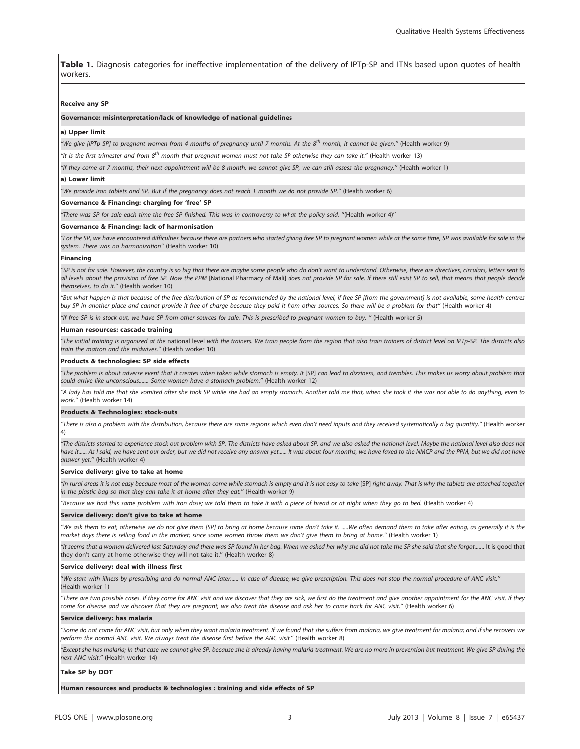**Table 1.** Diagnosis categories for ineffective implementation of the delivery of IPTp-SP and ITNs based upon quotes of health workers.

**Receive any SP**

**Governance: misinterpretation/lack of knowledge of national guidelines**

**a) Upper limit**

*"We give [IPTp-SP] to pregnant women from 4 months of pregnancy until 7 months. At the 8th month, it cannot be given."* (Health worker 9)

*"It is the first trimester and from 8th month that pregnant women must not take SP otherwise they can take it."* (Health worker 13)

*"If they come at 7 months, their next appointment will be 8 month, we cannot give SP, we can still assess the pregnancy."* (Health worker 1)

**a) Lower limit**

*"We provide iron tablets and SP. But if the pregnancy does not reach 1 month we do not provide SP."* (Health worker 6)

**Governance & Financing: charging for 'free' SP**

*"There was SP for sale each time the free SP finished. This was in controversy to what the policy said. "*(Health worker 4)"

**Governance & Financing: lack of harmonisation**

*"For the SP, we have encountered difficulties because there are partners who started giving free SP to pregnant women while at the same time, SP was available for sale in the system. There was no harmonization"* (Health worker 10)

**Financing**

*"SP is not for sale. However, the country is so big that there are maybe some people who do don't want to understand. Otherwise, there are directives, circulars, letters sent to all levels about the provision of free SP. Now the PPM* [National Pharmacy of Mali] *does not provide SP for sale. If there still exist SP to sell, that means that people decide themselves, to do it."* (Health worker 10)

*"But what happen is that because of the free distribution of SP as recommended by the national level, if free SP [from the government] is not available, some health centres buy SP in another place and cannot provide it free of charge because they paid it from other sources. So there will be a problem for that"* (Health worker 4)

*"If free SP is in stock out, we have SP from other sources for sale. This is prescribed to pregnant women to buy. "* (Health worker 5)

**Human resources: cascade training**

*"The initial training is organized at the* national level *with the trainers. We train people from the region that also train trainers of district level on IPTp-SP. The districts also train the matron and the midwives."* (Health worker 10)

**Products & technologies: SP side effects**

*"The problem is about adverse event that it creates when taken while stomach is empty. It* [SP] *can lead to dizziness, and trembles. This makes us worry about problem that could arrive like unconscious....... Some women have a stomach problem."* (Health worker 12)

*"A lady has told me that she vomited after she took SP while she had an empty stomach. Another told me that, when she took it she was not able to do anything, even to work."* (Health worker 14)

**Products & Technologies: stock-outs**

*"There is also a problem with the distribution, because there are some regions which even don't need inputs and they received systematically a big quantity."* (Health worker 4)

*"The districts started to experience stock out problem with SP. The districts have asked about SP, and we also asked the national level. Maybe the national level also does not have it...... As I said, we have sent our order, but we did not receive any answer yet...... It was about four months, we have faxed to the NMCP and the PPM, but we did not have answer yet."* (Health worker 4)

**Service delivery: give to take at home**

*"In rural areas it is not easy because most of the women come while stomach is empty and it is not easy to take* [SP] *right away. That is why the tablets are attached together in the plastic bag so that they can take it at home after they eat."* (Health worker 9)

*"Because we had this same problem with iron dose; we told them to take it with a piece of bread or at night when they go to bed.* (Health worker 4)

**Service delivery: don't give to take at home**

*"We ask them to eat, otherwise we do not give them [SP] to bring at home because some don't take it. .....We often demand them to take after eating, as generally it is the market days there is selling food in the market; since some women throw them we don't give them to bring at home."* (Health worker 1)

*"It seems that a woman delivered last Saturday and there was SP found in her bag. When we asked her why she did not take the SP she said that she forgot.......* It is good that they don't carry at home otherwise they will not take it." (Health worker 8)

**Service delivery: deal with illness first**

*"We start with illness by prescribing and do normal ANC later...... In case of disease, we give prescription. This does not stop the normal procedure of ANC visit."* (Health worker 1)

*"There are two possible cases. If they come for ANC visit and we discover that they are sick, we first do the treatment and give another appointment for the ANC visit. If they come for disease and we discover that they are pregnant, we also treat the disease and ask her to come back for ANC visit."* (Health worker 6)

**Service delivery: has malaria**

*"Some do not come for ANC visit, but only when they want malaria treatment. If we found that she suffers from malaria, we give treatment for malaria; and if she recovers we perform the normal ANC visit. We always treat the disease first before the ANC visit."* (Health worker 8)

*"Except she has malaria; In that case we cannot give SP, because she is already having malaria treatment. We are no more in prevention but treatment. We give SP during the next ANC visit."* (Health worker 14)

**Take SP by DOT**

**Human resources and products & technologies : training and side effects of SP**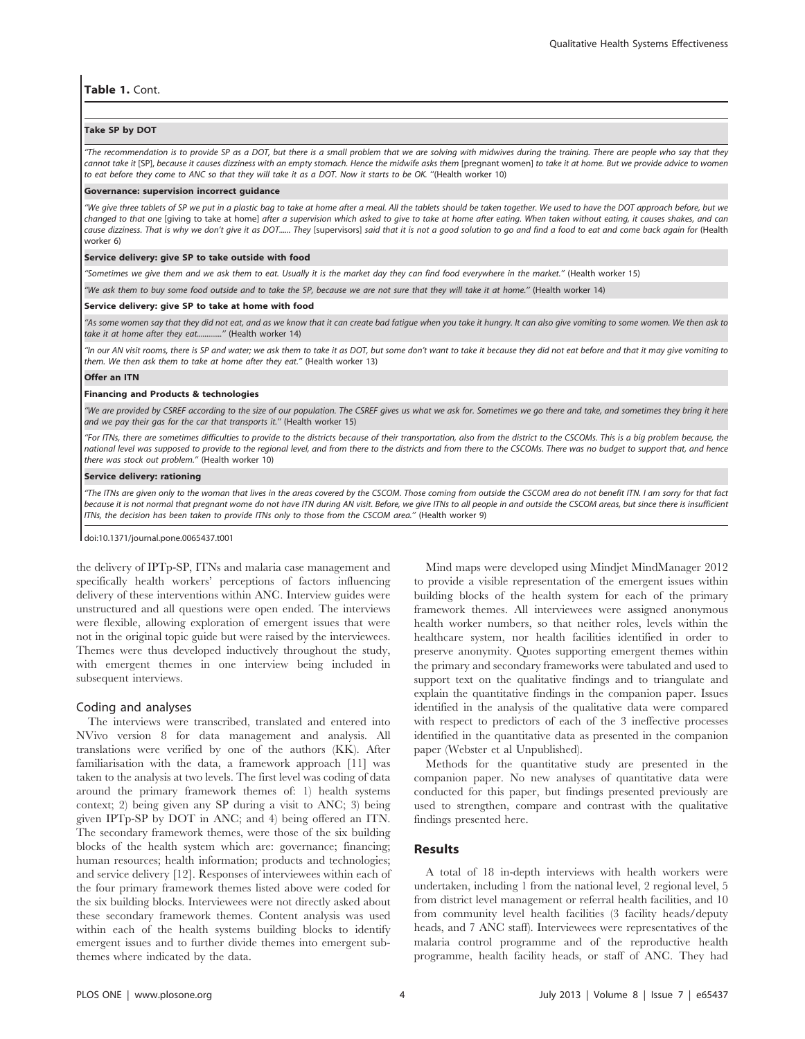**Table 1.** Cont.

| |
|---|
| **Take SP by DOT** |
| *"The recommendation is to provide SP as a DOT, but there is a small problem that we are solving with midwives during the training. There are people who say that they cannot take it* [SP]*, because it causes dizziness with an empty stomach. Hence the midwife asks them* [pregnant women] *to take it at home. But we provide advice to women to eat before they come to ANC so that they will take it as a DOT. Now it starts to be OK. "*(Health worker 10) |
| **Governance: supervision incorrect guidance** |
| *"We give three tablets of SP we put in a plastic bag to take at home after a meal. All the tablets should be taken together. We used to have the DOT approach before, but we changed to that one* [giving to take at home] *after a supervision which asked to give to take at home after eating. When taken without eating, it causes shakes, and can cause dizziness. That is why we don't give it as DOT...... They* [supervisors] *said that it is not a good solution to go and find a food to eat and come back again for* (Health worker 6) |
| **Service delivery: give SP to take outside with food** |
| *"Sometimes we give them and we ask them to eat. Usually it is the market day they can find food everywhere in the market."* (Health worker 15) |
| *"We ask them to buy some food outside and to take the SP, because we are not sure that they will take it at home."* (Health worker 14) |
| **Service delivery: give SP to take at home with food** |
| *"As some women say that they did not eat, and as we know that it can create bad fatigue when you take it hungry. It can also give vomiting to some women. We then ask to take it at home after they eat............"* (Health worker 14) |
| *"In our AN visit rooms, there is SP and water; we ask them to take it as DOT, but some don't want to take it because they did not eat before and that it may give vomiting to them. We then ask them to take at home after they eat."* (Health worker 13) |
| **Offer an ITN** |
| **Financing and Products & technologies** |
| *"We are provided by CSREF according to the size of our population. The CSREF gives us what we ask for. Sometimes we go there and take, and sometimes they bring it here and we pay their gas for the car that transports it."* (Health worker 15) |
| *"For ITNs, there are sometimes difficulties to provide to the districts because of their transportation, also from the district to the CSCOMs. This is a big problem because, the national level was supposed to provide to the regional level, and from there to the districts and from there to the CSCOMs. There was no budget to support that, and hence there was stock out problem."* (Health worker 10) |
| **Service delivery: rationing** |
| *"The ITNs are given only to the woman that lives in the areas covered by the CSCOM. Those coming from outside the CSCOM area do not benefit ITN. I am sorry for that fact because it is not normal that pregnant wome do not have ITN during AN visit. Before, we give ITNs to all people in and outside the CSCOM areas, but since there is insufficient ITNs, the decision has been taken to provide ITNs only to those from the CSCOM area."* (Health worker 9) |

doi:10.1371/journal.pone.0065437.t001

the delivery of IPTp-SP, ITNs and malaria case management and specifically health workers' perceptions of factors influencing delivery of these interventions within ANC. Interview guides were unstructured and all questions were open ended. The interviews were flexible, allowing exploration of emergent issues that were not in the original topic guide but were raised by the interviewees. Themes were thus developed inductively throughout the study, with emergent themes in one interview being included in subsequent interviews.

## Coding and analyses

The interviews were transcribed, translated and entered into NVivo version 8 for data management and analysis. All translations were verified by one of the authors (KK). After familiarisation with the data, a framework approach [11] was taken to the analysis at two levels. The first level was coding of data around the primary framework themes of: 1) health systems context; 2) being given any SP during a visit to ANC; 3) being given IPTp-SP by DOT in ANC; and 4) being offered an ITN. The secondary framework themes, were those of the six building blocks of the health system which are: governance; financing; human resources; health information; products and technologies; and service delivery [12]. Responses of interviewees within each of the four primary framework themes listed above were coded for the six building blocks. Interviewees were not directly asked about these secondary framework themes. Content analysis was used within each of the health systems building blocks to identify emergent issues and to further divide themes into emergent sub-themes where indicated by the data.

Mind maps were developed using Mindjet MindManager 2012 to provide a visible representation of the emergent issues within building blocks of the health system for each of the primary framework themes. All interviewees were assigned anonymous health worker numbers, so that neither roles, levels within the healthcare system, nor health facilities identified in order to preserve anonymity. Quotes supporting emergent themes within the primary and secondary frameworks were tabulated and used to support text on the qualitative findings and to triangulate and explain the quantitative findings in the companion paper. Issues identified in the analysis of the qualitative data were compared with respect to predictors of each of the 3 ineffective processes identified in the quantitative data as presented in the companion paper (Webster et al Unpublished).

Methods for the quantitative study are presented in the companion paper. No new analyses of quantitative data were conducted for this paper, but findings presented previously are used to strengthen, compare and contrast with the qualitative findings presented here.

## Results

A total of 18 in-depth interviews with health workers were undertaken, including 1 from the national level, 2 regional level, 5 from district level management or referral health facilities, and 10 from community level health facilities (3 facility heads/deputy heads, and 7 ANC staff). Interviewees were representatives of the malaria control programme and of the reproductive health programme, health facility heads, or staff of ANC. They had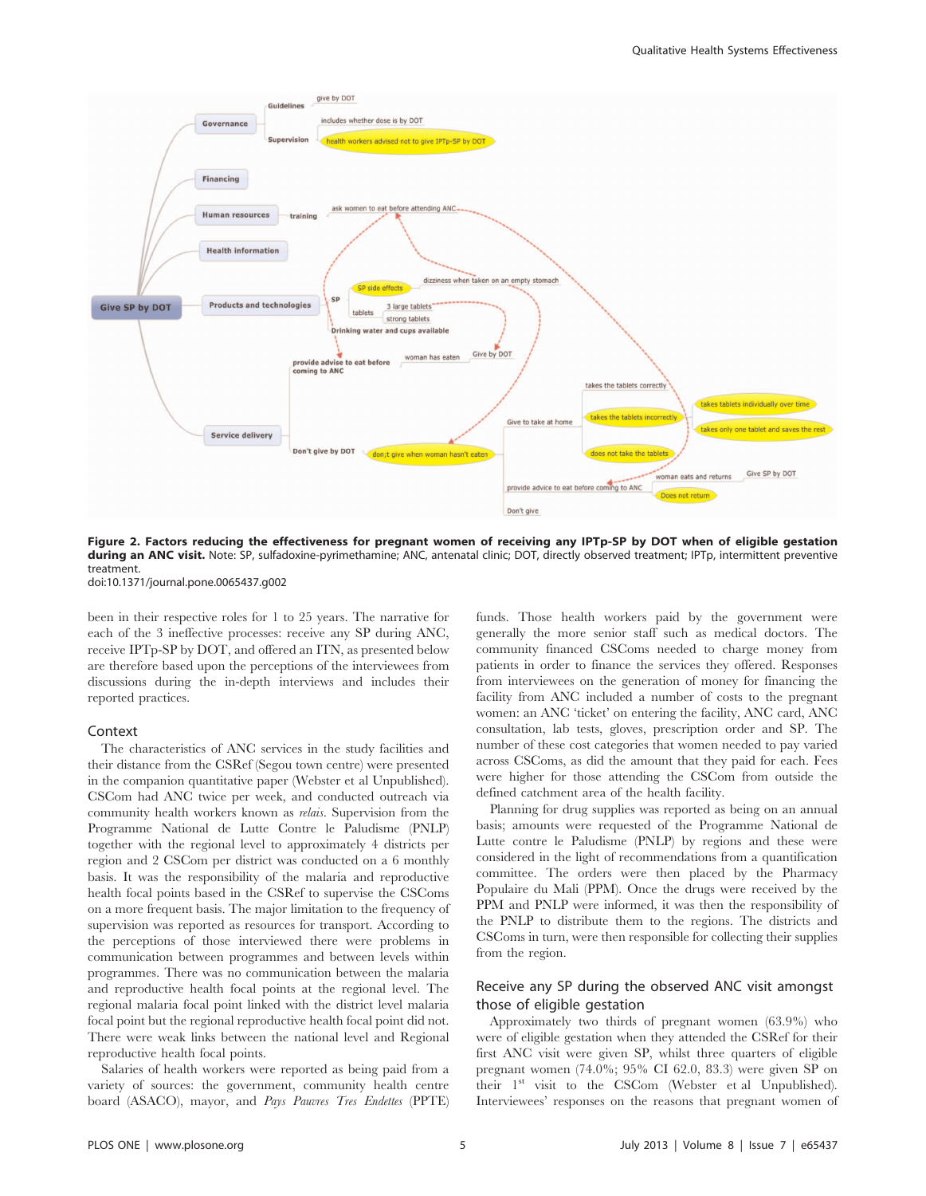Governance

Guidelines

give by DOT

Supervision

includes whether dose is by DOT

health workers advised not to give IPTp-SP by DOT

Financing

Human resources

training

ask women to eat before attending ANC

Health information

Give SP by DOT

Products and technologies

SP

SP side effects

dizziness when taken on an empty stomach

tablets

3 large tablets

strong tablets

Drinking water and cups available

provide advise to eat before coming to ANC

woman has eaten

Give by DOT

takes the tablets correctly

takes tablets individually over time

Give to take at home

takes the tablets incorrectly

takes only one tablet and saves the rest

Service delivery

Don't give by DOT

don;t give when woman hasn't eaten

does not take the tablets

woman eats and returns

Give SP by DOT

provide advice to eat before coming to ANC

Does not return

Don't give

**Figure 2. Factors reducing the effectiveness for pregnant women of receiving any IPTp-SP by DOT when of eligible gestation during an ANC visit.** Note: SP, sulfadoxine-pyrimethamine; ANC, antenatal clinic; DOT, directly observed treatment; IPTp, intermittent preventive treatment.
doi:10.1371/journal.pone.0065437.g002

been in their respective roles for 1 to 25 years. The narrative for each of the 3 ineffective processes: receive any SP during ANC, receive IPTp-SP by DOT, and offered an ITN, as presented below are therefore based upon the perceptions of the interviewees from discussions during the in-depth interviews and includes their reported practices.

## Context

The characteristics of ANC services in the study facilities and their distance from the CSRef (Segou town centre) were presented in the companion quantitative paper (Webster et al Unpublished). CSCom had ANC twice per week, and conducted outreach via community health workers known as *relais*. Supervision from the Programme National de Lutte Contre le Paludisme (PNLP) together with the regional level to approximately 4 districts per region and 2 CSCom per district was conducted on a 6 monthly basis. It was the responsibility of the malaria and reproductive health focal points based in the CSRef to supervise the CSComs on a more frequent basis. The major limitation to the frequency of supervision was reported as resources for transport. According to the perceptions of those interviewed there were problems in communication between programmes and between levels within programmes. There was no communication between the malaria and reproductive health focal points at the regional level. The regional malaria focal point linked with the district level malaria focal point but the regional reproductive health focal point did not. There were weak links between the national level and Regional reproductive health focal points.

Salaries of health workers were reported as being paid from a variety of sources: the government, community health centre board (ASACO), mayor, and *Pays Pauvres Tres Endettes* (PPTE) funds. Those health workers paid by the government were generally the more senior staff such as medical doctors. The community financed CSComs needed to charge money from patients in order to finance the services they offered. Responses from interviewees on the generation of money for financing the facility from ANC included a number of costs to the pregnant women: an ANC 'ticket' on entering the facility, ANC card, ANC consultation, lab tests, gloves, prescription order and SP. The number of these cost categories that women needed to pay varied across CSComs, as did the amount that they paid for each. Fees were higher for those attending the CSCom from outside the defined catchment area of the health facility.

Planning for drug supplies was reported as being on an annual basis; amounts were requested of the Programme National de Lutte contre le Paludisme (PNLP) by regions and these were considered in the light of recommendations from a quantification committee. The orders were then placed by the Pharmacy Populaire du Mali (PPM). Once the drugs were received by the PPM and PNLP were informed, it was then the responsibility of the PNLP to distribute them to the regions. The districts and CSComs in turn, were then responsible for collecting their supplies from the region.

## Receive any SP during the observed ANC visit amongst those of eligible gestation

Approximately two thirds of pregnant women (63.9%) who were of eligible gestation when they attended the CSRef for their first ANC visit were given SP, whilst three quarters of eligible pregnant women (74.0%; 95% CI 62.0, 83.3) were given SP on their 1st visit to the CSCom (Webster et al Unpublished). Interviewees' responses on the reasons that pregnant women of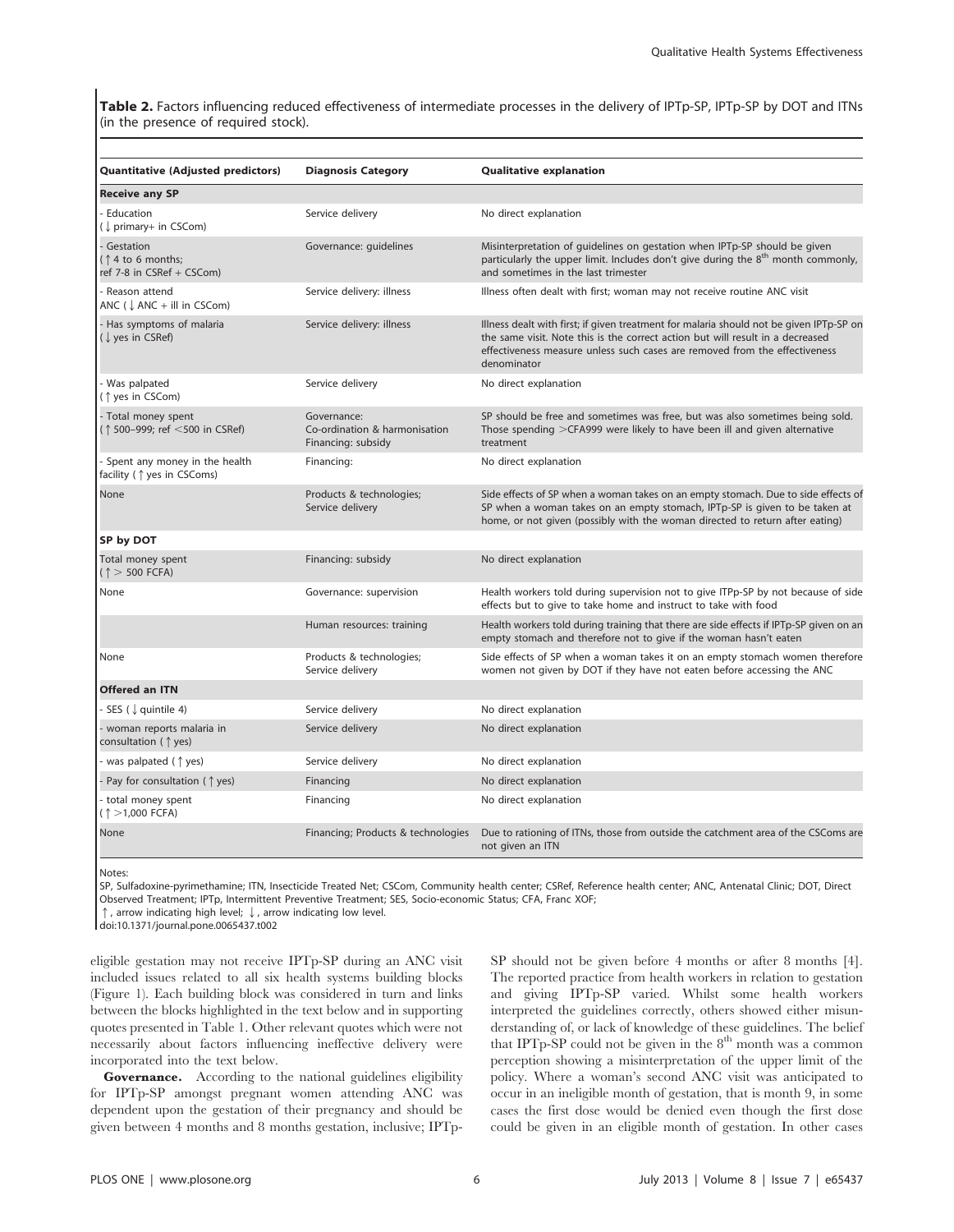**Table 2.** Factors influencing reduced effectiveness of intermediate processes in the delivery of IPTp-SP, IPTp-SP by DOT and ITNs (in the presence of required stock).

| Quantitative (Adjusted predictors) | Diagnosis Category | Qualitative explanation |
|---|---|---|
| **Receive any SP** | | |
| - Education (↓ primary+ in CSCom) | Service delivery | No direct explanation |
| - Gestation (↑ 4 to 6 months; ref 7-8 in CSRef + CSCom) | Governance: guidelines | Misinterpretation of guidelines on gestation when IPTp-SP should be given particularly the upper limit. Includes don't give during the 8th month commonly, and sometimes in the last trimester |
| - Reason attend ANC (↓ ANC + ill in CSCom) | Service delivery: illness | Illness often dealt with first; woman may not receive routine ANC visit |
| - Has symptoms of malaria (↓ yes in CSRef) | Service delivery: illness | Illness dealt with first; if given treatment for malaria should not be given IPTp-SP on the same visit. Note this is the correct action but will result in a decreased effectiveness measure unless such cases are removed from the effectiveness denominator |
| - Was palpated (↑ yes in CSCom) | Service delivery | No direct explanation |
| - Total money spent (↑ 500–999; ref <500 in CSRef) | Governance: Co-ordination & harmonisation Financing: subsidy | SP should be free and sometimes was free, but was also sometimes being sold. Those spending >CFA999 were likely to have been ill and given alternative treatment |
| - Spent any money in the health facility (↑ yes in CSComs) | Financing: | No direct explanation |
| None | Products & technologies; Service delivery | Side effects of SP when a woman takes on an empty stomach. Due to side effects of SP when a woman takes on an empty stomach, IPTp-SP is given to be taken at home, or not given (possibly with the woman directed to return after eating) |
| **SP by DOT** | | |
| Total money spent (↑ > 500 FCFA) | Financing: subsidy | No direct explanation |
| None | Governance: supervision | Health workers told during supervision not to give ITPp-SP by not because of side effects but to give to take home and instruct to take with food |
| | Human resources: training | Health workers told during training that there are side effects if IPTp-SP given on an empty stomach and therefore not to give if the woman hasn't eaten |
| None | Products & technologies; Service delivery | Side effects of SP when a woman takes it on an empty stomach women therefore women not given by DOT if they have not eaten before accessing the ANC |
| **Offered an ITN** | | |
| - SES (↓ quintile 4) | Service delivery | No direct explanation |
| - woman reports malaria in consultation (↑ yes) | Service delivery | No direct explanation |
| - was palpated (↑ yes) | Service delivery | No direct explanation |
| - Pay for consultation (↑ yes) | Financing | No direct explanation |
| - total money spent (↑ >1,000 FCFA) | Financing | No direct explanation |
| None | Financing; Products & technologies | Due to rationing of ITNs, those from outside the catchment area of the CSComs are not given an ITN |

Notes:
SP, Sulfadoxine-pyrimethamine; ITN, Insecticide Treated Net; CSCom, Community health center; CSRef, Reference health center; ANC, Antenatal Clinic; DOT, Direct Observed Treatment; IPTp, Intermittent Preventive Treatment; SES, Socio-economic Status; CFA, Franc XOF;
↑, arrow indicating high level; ↓, arrow indicating low level.
doi:10.1371/journal.pone.0065437.t002

eligible gestation may not receive IPTp-SP during an ANC visit included issues related to all six health systems building blocks (Figure 1). Each building block was considered in turn and links between the blocks highlighted in the text below and in supporting quotes presented in Table 1. Other relevant quotes which were not necessarily about factors influencing ineffective delivery were incorporated into the text below.

**Governance.** According to the national guidelines eligibility for IPTp-SP amongst pregnant women attending ANC was dependent upon the gestation of their pregnancy and should be given between 4 months and 8 months gestation, inclusive; IPTp-SP should not be given before 4 months or after 8 months [4]. The reported practice from health workers in relation to gestation and giving IPTp-SP varied. Whilst some health workers interpreted the guidelines correctly, others showed either misunderstanding of, or lack of knowledge of these guidelines. The belief that IPTp-SP could not be given in the 8th month was a common perception showing a misinterpretation of the upper limit of the policy. Where a woman's second ANC visit was anticipated to occur in an ineligible month of gestation, that is month 9, in some cases the first dose would be denied even though the first dose could be given in an eligible month of gestation. In other cases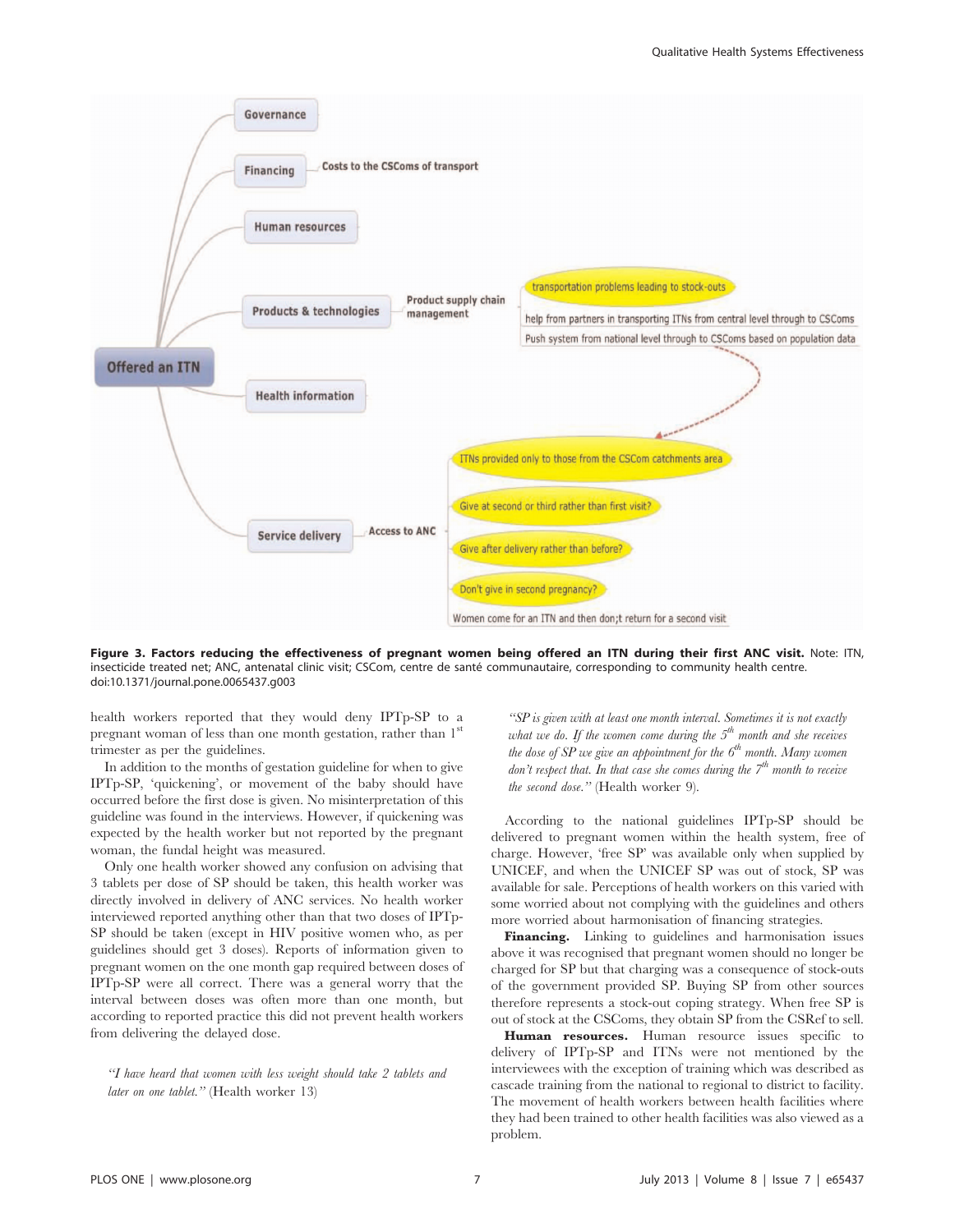Figure 3. Factors reducing the effectiveness of pregnant women being offered an ITN during their first ANC visit. Note: ITN, insecticide treated net; ANC, antenatal clinic visit; CSCom, centre de santé communautaire, corresponding to community health centre.
doi:10.1371/journal.pone.0065437.g003

health workers reported that they would deny IPTp-SP to a pregnant woman of less than one month gestation, rather than 1st trimester as per the guidelines.

In addition to the months of gestation guideline for when to give IPTp-SP, 'quickening', or movement of the baby should have occurred before the first dose is given. No misinterpretation of this guideline was found in the interviews. However, if quickening was expected by the health worker but not reported by the pregnant woman, the fundal height was measured.

Only one health worker showed any confusion on advising that 3 tablets per dose of SP should be taken, this health worker was directly involved in delivery of ANC services. No health worker interviewed reported anything other than that two doses of IPTp-SP should be taken (except in HIV positive women who, as per guidelines should get 3 doses). Reports of information given to pregnant women on the one month gap required between doses of IPTp-SP were all correct. There was a general worry that the interval between doses was often more than one month, but according to reported practice this did not prevent health workers from delivering the delayed dose.

> *"I have heard that women with less weight should take 2 tablets and later on one tablet."* (Health worker 13)

> *"SP is given with at least one month interval. Sometimes it is not exactly what we do. If the women come during the 5th month and she receives the dose of SP we give an appointment for the 6th month. Many women don't respect that. In that case she comes during the 7th month to receive the second dose."* (Health worker 9).

According to the national guidelines IPTp-SP should be delivered to pregnant women within the health system, free of charge. However, 'free SP' was available only when supplied by UNICEF, and when the UNICEF SP was out of stock, SP was available for sale. Perceptions of health workers on this varied with some worried about not complying with the guidelines and others more worried about harmonisation of financing strategies.

**Financing.** Linking to guidelines and harmonisation issues above it was recognised that pregnant women should no longer be charged for SP but that charging was a consequence of stock-outs of the government provided SP. Buying SP from other sources therefore represents a stock-out coping strategy. When free SP is out of stock at the CSComs, they obtain SP from the CSRef to sell.

**Human resources.** Human resource issues specific to delivery of IPTp-SP and ITNs were not mentioned by the interviewees with the exception of training which was described as cascade training from the national to regional to district to facility. The movement of health workers between health facilities where they had been trained to other health facilities was also viewed as a problem.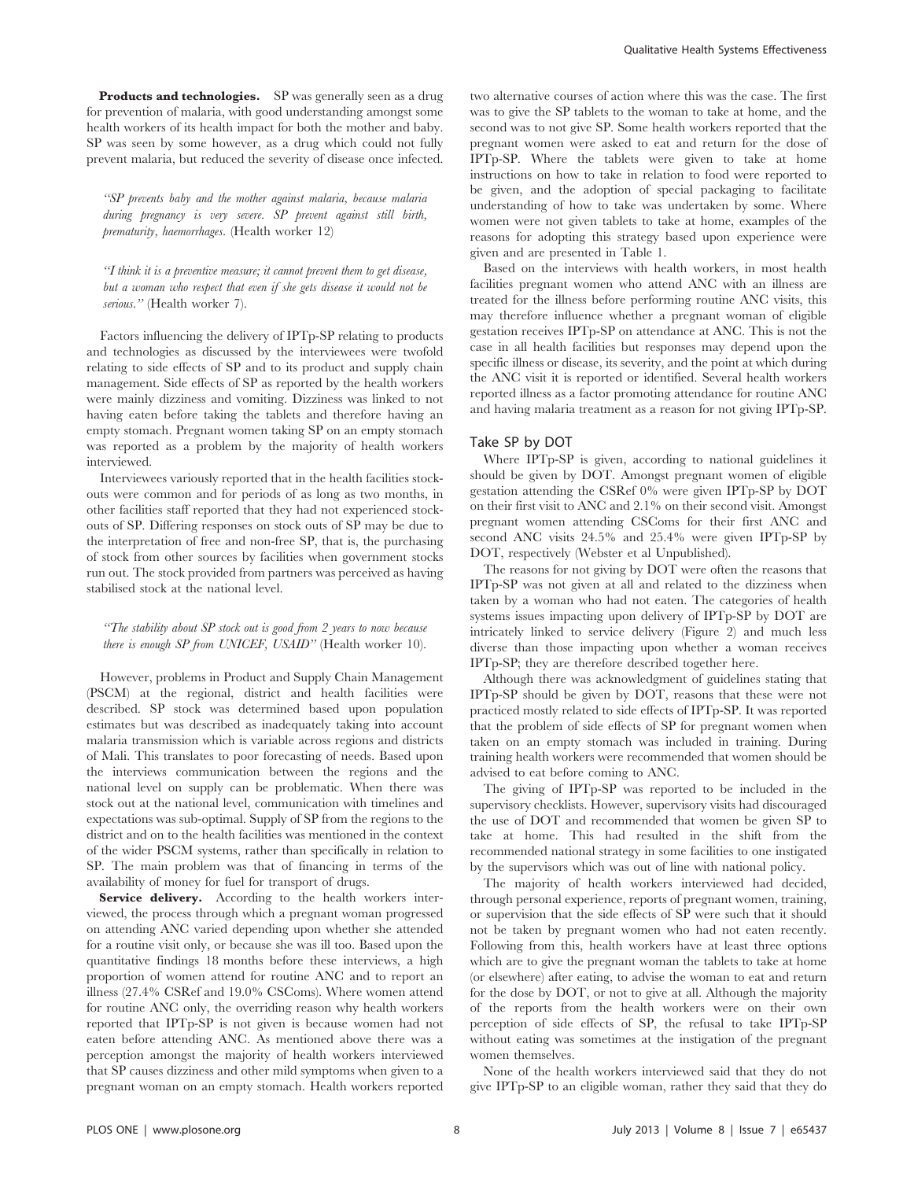**Products and technologies.** SP was generally seen as a drug for prevention of malaria, with good understanding amongst some health workers of its health impact for both the mother and baby. SP was seen by some however, as a drug which could not fully prevent malaria, but reduced the severity of disease once infected.

> *"SP prevents baby and the mother against malaria, because malaria during pregnancy is very severe. SP prevent against still birth, prematurity, haemorrhages.* (Health worker 12)

> *"I think it is a preventive measure; it cannot prevent them to get disease, but a woman who respect that even if she gets disease it would not be serious."* (Health worker 7).

Factors influencing the delivery of IPTp-SP relating to products and technologies as discussed by the interviewees were twofold relating to side effects of SP and to its product and supply chain management. Side effects of SP as reported by the health workers were mainly dizziness and vomiting. Dizziness was linked to not having eaten before taking the tablets and therefore having an empty stomach. Pregnant women taking SP on an empty stomach was reported as a problem by the majority of health workers interviewed.

Interviewees variously reported that in the health facilities stock-outs were common and for periods of as long as two months, in other facilities staff reported that they had not experienced stock-outs of SP. Differing responses on stock outs of SP may be due to the interpretation of free and non-free SP, that is, the purchasing of stock from other sources by facilities when government stocks run out. The stock provided from partners was perceived as having stabilised stock at the national level.

> *"The stability about SP stock out is good from 2 years to now because there is enough SP from UNICEF, USAID"* (Health worker 10).

However, problems in Product and Supply Chain Management (PSCM) at the regional, district and health facilities were described. SP stock was determined based upon population estimates but was described as inadequately taking into account malaria transmission which is variable across regions and districts of Mali. This translates to poor forecasting of needs. Based upon the interviews communication between the regions and the national level on supply can be problematic. When there was stock out at the national level, communication with timelines and expectations was sub-optimal. Supply of SP from the regions to the district and on to the health facilities was mentioned in the context of the wider PSCM systems, rather than specifically in relation to SP. The main problem was that of financing in terms of the availability of money for fuel for transport of drugs.

**Service delivery.** According to the health workers interviewed, the process through which a pregnant woman progressed on attending ANC varied depending upon whether she attended for a routine visit only, or because she was ill too. Based upon the quantitative findings 18 months before these interviews, a high proportion of women attend for routine ANC and to report an illness (27.4% CSRef and 19.0% CSComs). Where women attend for routine ANC only, the overriding reason why health workers reported that IPTp-SP is not given is because women had not eaten before attending ANC. As mentioned above there was a perception amongst the majority of health workers interviewed that SP causes dizziness and other mild symptoms when given to a pregnant woman on an empty stomach. Health workers reported two alternative courses of action where this was the case. The first was to give the SP tablets to the woman to take at home, and the second was to not give SP. Some health workers reported that the pregnant women were asked to eat and return for the dose of IPTp-SP. Where the tablets were given to take at home instructions on how to take in relation to food were reported to be given, and the adoption of special packaging to facilitate understanding of how to take was undertaken by some. Where women were not given tablets to take at home, examples of the reasons for adopting this strategy based upon experience were given and are presented in Table 1.

Based on the interviews with health workers, in most health facilities pregnant women who attend ANC with an illness are treated for the illness before performing routine ANC visits, this may therefore influence whether a pregnant woman of eligible gestation receives IPTp-SP on attendance at ANC. This is not the case in all health facilities but responses may depend upon the specific illness or disease, its severity, and the point at which during the ANC visit it is reported or identified. Several health workers reported illness as a factor promoting attendance for routine ANC and having malaria treatment as a reason for not giving IPTp-SP.

## Take SP by DOT

Where IPTp-SP is given, according to national guidelines it should be given by DOT. Amongst pregnant women of eligible gestation attending the CSRef 0% were given IPTp-SP by DOT on their first visit to ANC and 2.1% on their second visit. Amongst pregnant women attending CSComs for their first ANC and second ANC visits 24.5% and 25.4% were given IPTp-SP by DOT, respectively (Webster et al Unpublished).

The reasons for not giving by DOT were often the reasons that IPTp-SP was not given at all and related to the dizziness when taken by a woman who had not eaten. The categories of health systems issues impacting upon delivery of IPTp-SP by DOT are intricately linked to service delivery (Figure 2) and much less diverse than those impacting upon whether a woman receives IPTp-SP; they are therefore described together here.

Although there was acknowledgment of guidelines stating that IPTp-SP should be given by DOT, reasons that these were not practiced mostly related to side effects of IPTp-SP. It was reported that the problem of side effects of SP for pregnant women when taken on an empty stomach was included in training. During training health workers were recommended that women should be advised to eat before coming to ANC.

The giving of IPTp-SP was reported to be included in the supervisory checklists. However, supervisory visits had discouraged the use of DOT and recommended that women be given SP to take at home. This had resulted in the shift from the recommended national strategy in some facilities to one instigated by the supervisors which was out of line with national policy.

The majority of health workers interviewed had decided, through personal experience, reports of pregnant women, training, or supervision that the side effects of SP were such that it should not be taken by pregnant women who had not eaten recently. Following from this, health workers have at least three options which are to give the pregnant woman the tablets to take at home (or elsewhere) after eating, to advise the woman to eat and return for the dose by DOT, or not to give at all. Although the majority of the reports from the health workers were on their own perception of side effects of SP, the refusal to take IPTp-SP without eating was sometimes at the instigation of the pregnant women themselves.

None of the health workers interviewed said that they do not give IPTp-SP to an eligible woman, rather they said that they do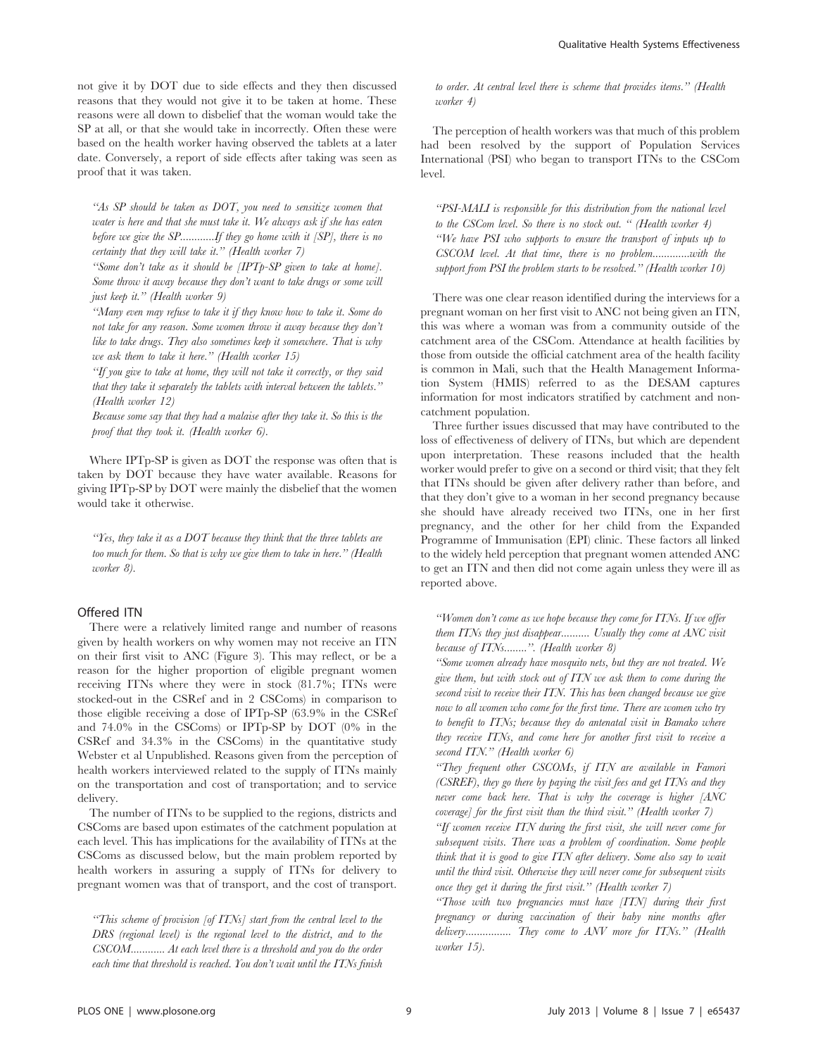not give it by DOT due to side effects and they then discussed reasons that they would not give it to be taken at home. These reasons were all down to disbelief that the woman would take the SP at all, or that she would take in incorrectly. Often these were based on the health worker having observed the tablets at a later date. Conversely, a report of side effects after taking was seen as proof that it was taken.

> *"As SP should be taken as DOT, you need to sensitize women that water is here and that she must take it. We always ask if she has eaten before we give the SP…………If they go home with it [SP], there is no certainty that they will take it." (Health worker 7)*
>
> *"Some don't take as it should be [IPTp-SP given to take at home]. Some throw it away because they don't want to take drugs or some will just keep it." (Health worker 9)*
>
> *"Many even may refuse to take it if they know how to take it. Some do not take for any reason. Some women throw it away because they don't like to take drugs. They also sometimes keep it somewhere. That is why we ask them to take it here." (Health worker 15)*
>
> *"If you give to take at home, they will not take it correctly, or they said that they take it separately the tablets with interval between the tablets." (Health worker 12)*
>
> *Because some say that they had a malaise after they take it. So this is the proof that they took it. (Health worker 6).*

Where IPTp-SP is given as DOT the response was often that is taken by DOT because they have water available. Reasons for giving IPTp-SP by DOT were mainly the disbelief that the women would take it otherwise.

> *"Yes, they take it as a DOT because they think that the three tablets are too much for them. So that is why we give them to take in here." (Health worker 8).*

### Offered ITN

There were a relatively limited range and number of reasons given by health workers on why women may not receive an ITN on their first visit to ANC (Figure 3). This may reflect, or be a reason for the higher proportion of eligible pregnant women receiving ITNs where they were in stock (81.7%; ITNs were stocked-out in the CSRef and in 2 CSComs) in comparison to those eligible receiving a dose of IPTp-SP (63.9% in the CSRef and 74.0% in the CSComs) or IPTp-SP by DOT (0% in the CSRef and 34.3% in the CSComs) in the quantitative study Webster et al Unpublished. Reasons given from the perception of health workers interviewed related to the supply of ITNs mainly on the transportation and cost of transportation; and to service delivery.

The number of ITNs to be supplied to the regions, districts and CSComs are based upon estimates of the catchment population at each level. This has implications for the availability of ITNs at the CSComs as discussed below, but the main problem reported by health workers in assuring a supply of ITNs for delivery to pregnant women was that of transport, and the cost of transport.

> *"This scheme of provision [of ITNs] start from the central level to the DRS (regional level) is the regional level to the district, and to the CSCOM………… At each level there is a threshold and you do the order each time that threshold is reached. You don't wait until the ITNs finish to order. At central level there is scheme that provides items." (Health worker 4)*

The perception of health workers was that much of this problem had been resolved by the support of Population Services International (PSI) who began to transport ITNs to the CSCom level.

> *"PSI-MALI is responsible for this distribution from the national level to the CSCom level. So there is no stock out. " (Health worker 4)*
>
> *"We have PSI who supports to ensure the transport of inputs up to CSCOM level. At that time, there is no problem………….with the support from PSI the problem starts to be resolved." (Health worker 10)*

There was one clear reason identified during the interviews for a pregnant woman on her first visit to ANC not being given an ITN, this was where a woman was from a community outside of the catchment area of the CSCom. Attendance at health facilities by those from outside the official catchment area of the health facility is common in Mali, such that the Health Management Information System (HMIS) referred to as the DESAM captures information for most indicators stratified by catchment and non-catchment population.

Three further issues discussed that may have contributed to the loss of effectiveness of delivery of ITNs, but which are dependent upon interpretation. These reasons included that the health worker would prefer to give on a second or third visit; that they felt that ITNs should be given after delivery rather than before, and that they don't give to a woman in her second pregnancy because she should have already received two ITNs, one in her first pregnancy, and the other for her child from the Expanded Programme of Immunisation (EPI) clinic. These factors all linked to the widely held perception that pregnant women attended ANC to get an ITN and then did not come again unless they were ill as reported above.

> *"Women don't come as we hope because they come for ITNs. If we offer them ITNs they just disappear………. Usually they come at ANC visit because of ITNs……..". (Health worker 8)*
>
> *"Some women already have mosquito nets, but they are not treated. We give them, but with stock out of ITN we ask them to come during the second visit to receive their ITN. This has been changed because we give now to all women who come for the first time. There are women who try to benefit to ITNs; because they do antenatal visit in Bamako where they receive ITNs, and come here for another first visit to receive a second ITN." (Health worker 6)*
>
> *"They frequent other CSCOMs, if ITN are available in Famori (CSREF), they go there by paying the visit fees and get ITNs and they never come back here. That is why the coverage is higher [ANC coverage] for the first visit than the third visit." (Health worker 7)*
>
> *"If women receive ITN during the first visit, she will never come for subsequent visits. There was a problem of coordination. Some people think that it is good to give ITN after delivery. Some also say to wait until the third visit. Otherwise they will never come for subsequent visits once they get it during the first visit." (Health worker 7)*
>
> *"Those with two pregnancies must have [ITN] during their first pregnancy or during vaccination of their baby nine months after delivery……………. They come to ANV more for ITNs." (Health worker 15).*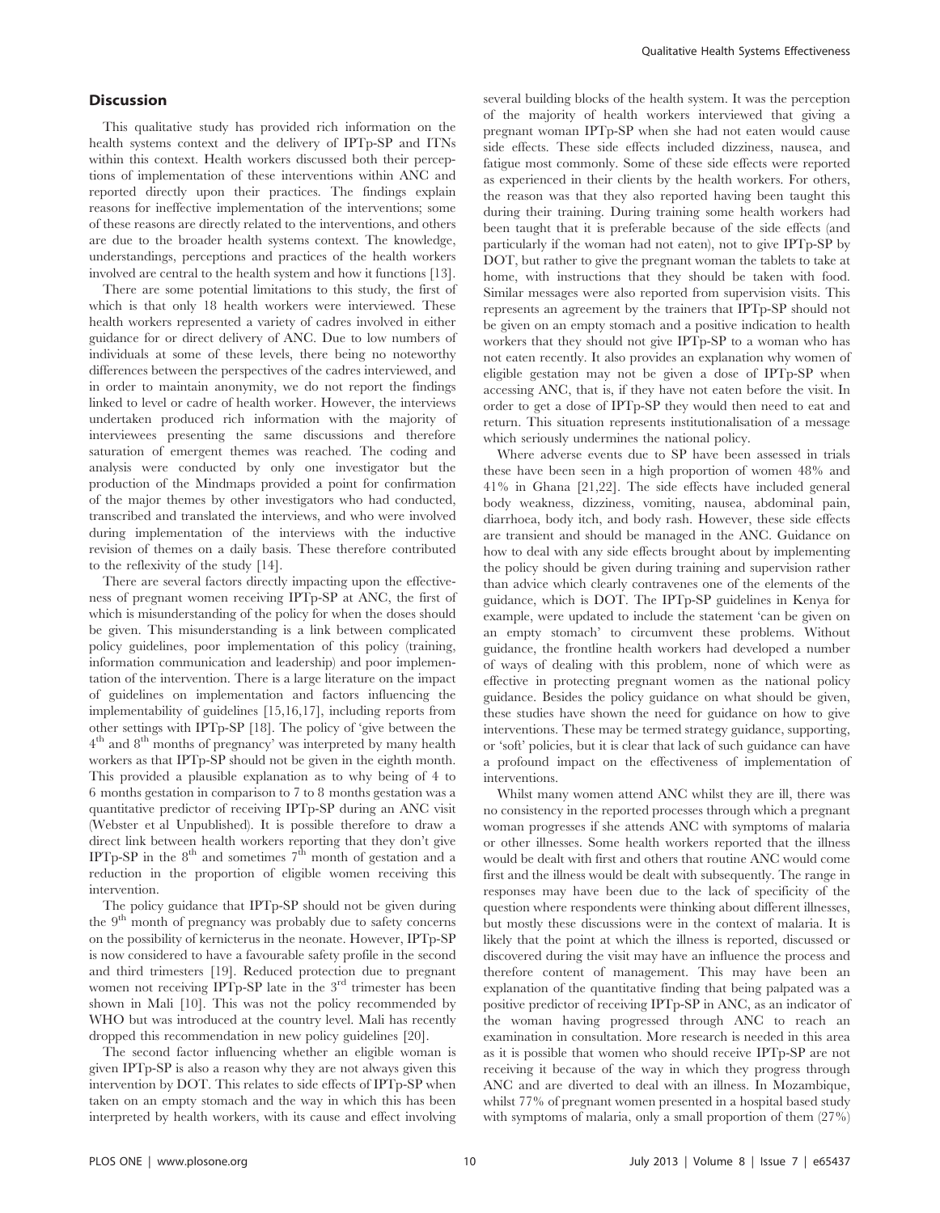## Discussion

This qualitative study has provided rich information on the health systems context and the delivery of IPTp-SP and ITNs within this context. Health workers discussed both their perceptions of implementation of these interventions within ANC and reported directly upon their practices. The findings explain reasons for ineffective implementation of the interventions; some of these reasons are directly related to the interventions, and others are due to the broader health systems context. The knowledge, understandings, perceptions and practices of the health workers involved are central to the health system and how it functions [13].

There are some potential limitations to this study, the first of which is that only 18 health workers were interviewed. These health workers represented a variety of cadres involved in either guidance for or direct delivery of ANC. Due to low numbers of individuals at some of these levels, there being no noteworthy differences between the perspectives of the cadres interviewed, and in order to maintain anonymity, we do not report the findings linked to level or cadre of health worker. However, the interviews undertaken produced rich information with the majority of interviewees presenting the same discussions and therefore saturation of emergent themes was reached. The coding and analysis were conducted by only one investigator but the production of the Mindmaps provided a point for confirmation of the major themes by other investigators who had conducted, transcribed and translated the interviews, and who were involved during implementation of the interviews with the inductive revision of themes on a daily basis. These therefore contributed to the reflexivity of the study [14].

There are several factors directly impacting upon the effectiveness of pregnant women receiving IPTp-SP at ANC, the first of which is misunderstanding of the policy for when the doses should be given. This misunderstanding is a link between complicated policy guidelines, poor implementation of this policy (training, information communication and leadership) and poor implementation of the intervention. There is a large literature on the impact of guidelines on implementation and factors influencing the implementability of guidelines [15,16,17], including reports from other settings with IPTp-SP [18]. The policy of 'give between the 4th and 8th months of pregnancy' was interpreted by many health workers as that IPTp-SP should not be given in the eighth month. This provided a plausible explanation as to why being of 4 to 6 months gestation in comparison to 7 to 8 months gestation was a quantitative predictor of receiving IPTp-SP during an ANC visit (Webster et al Unpublished). It is possible therefore to draw a direct link between health workers reporting that they don't give IPTp-SP in the 8th and sometimes 7th month of gestation and a reduction in the proportion of eligible women receiving this intervention.

The policy guidance that IPTp-SP should not be given during the 9th month of pregnancy was probably due to safety concerns on the possibility of kernicterus in the neonate. However, IPTp-SP is now considered to have a favourable safety profile in the second and third trimesters [19]. Reduced protection due to pregnant women not receiving IPTp-SP late in the 3rd trimester has been shown in Mali [10]. This was not the policy recommended by WHO but was introduced at the country level. Mali has recently dropped this recommendation in new policy guidelines [20].

The second factor influencing whether an eligible woman is given IPTp-SP is also a reason why they are not always given this intervention by DOT. This relates to side effects of IPTp-SP when taken on an empty stomach and the way in which this has been interpreted by health workers, with its cause and effect involving several building blocks of the health system. It was the perception of the majority of health workers interviewed that giving a pregnant woman IPTp-SP when she had not eaten would cause side effects. These side effects included dizziness, nausea, and fatigue most commonly. Some of these side effects were reported as experienced in their clients by the health workers. For others, the reason was that they also reported having been taught this during their training. During training some health workers had been taught that it is preferable because of the side effects (and particularly if the woman had not eaten), not to give IPTp-SP by DOT, but rather to give the pregnant woman the tablets to take at home, with instructions that they should be taken with food. Similar messages were also reported from supervision visits. This represents an agreement by the trainers that IPTp-SP should not be given on an empty stomach and a positive indication to health workers that they should not give IPTp-SP to a woman who has not eaten recently. It also provides an explanation why women of eligible gestation may not be given a dose of IPTp-SP when accessing ANC, that is, if they have not eaten before the visit. In order to get a dose of IPTp-SP they would then need to eat and return. This situation represents institutionalisation of a message which seriously undermines the national policy.

Where adverse events due to SP have been assessed in trials these have been seen in a high proportion of women 48% and 41% in Ghana [21,22]. The side effects have included general body weakness, dizziness, vomiting, nausea, abdominal pain, diarrhoea, body itch, and body rash. However, these side effects are transient and should be managed in the ANC. Guidance on how to deal with any side effects brought about by implementing the policy should be given during training and supervision rather than advice which clearly contravenes one of the elements of the guidance, which is DOT. The IPTp-SP guidelines in Kenya for example, were updated to include the statement 'can be given on an empty stomach' to circumvent these problems. Without guidance, the frontline health workers had developed a number of ways of dealing with this problem, none of which were as effective in protecting pregnant women as the national policy guidance. Besides the policy guidance on what should be given, these studies have shown the need for guidance on how to give interventions. These may be termed strategy guidance, supporting, or 'soft' policies, but it is clear that lack of such guidance can have a profound impact on the effectiveness of implementation of interventions.

Whilst many women attend ANC whilst they are ill, there was no consistency in the reported processes through which a pregnant woman progresses if she attends ANC with symptoms of malaria or other illnesses. Some health workers reported that the illness would be dealt with first and others that routine ANC would come first and the illness would be dealt with subsequently. The range in responses may have been due to the lack of specificity of the question where respondents were thinking about different illnesses, but mostly these discussions were in the context of malaria. It is likely that the point at which the illness is reported, discussed or discovered during the visit may have an influence the process and therefore content of management. This may have been an explanation of the quantitative finding that being palpated was a positive predictor of receiving IPTp-SP in ANC, as an indicator of the woman having progressed through ANC to reach an examination in consultation. More research is needed in this area as it is possible that women who should receive IPTp-SP are not receiving it because of the way in which they progress through ANC and are diverted to deal with an illness. In Mozambique, whilst 77% of pregnant women presented in a hospital based study with symptoms of malaria, only a small proportion of them (27%)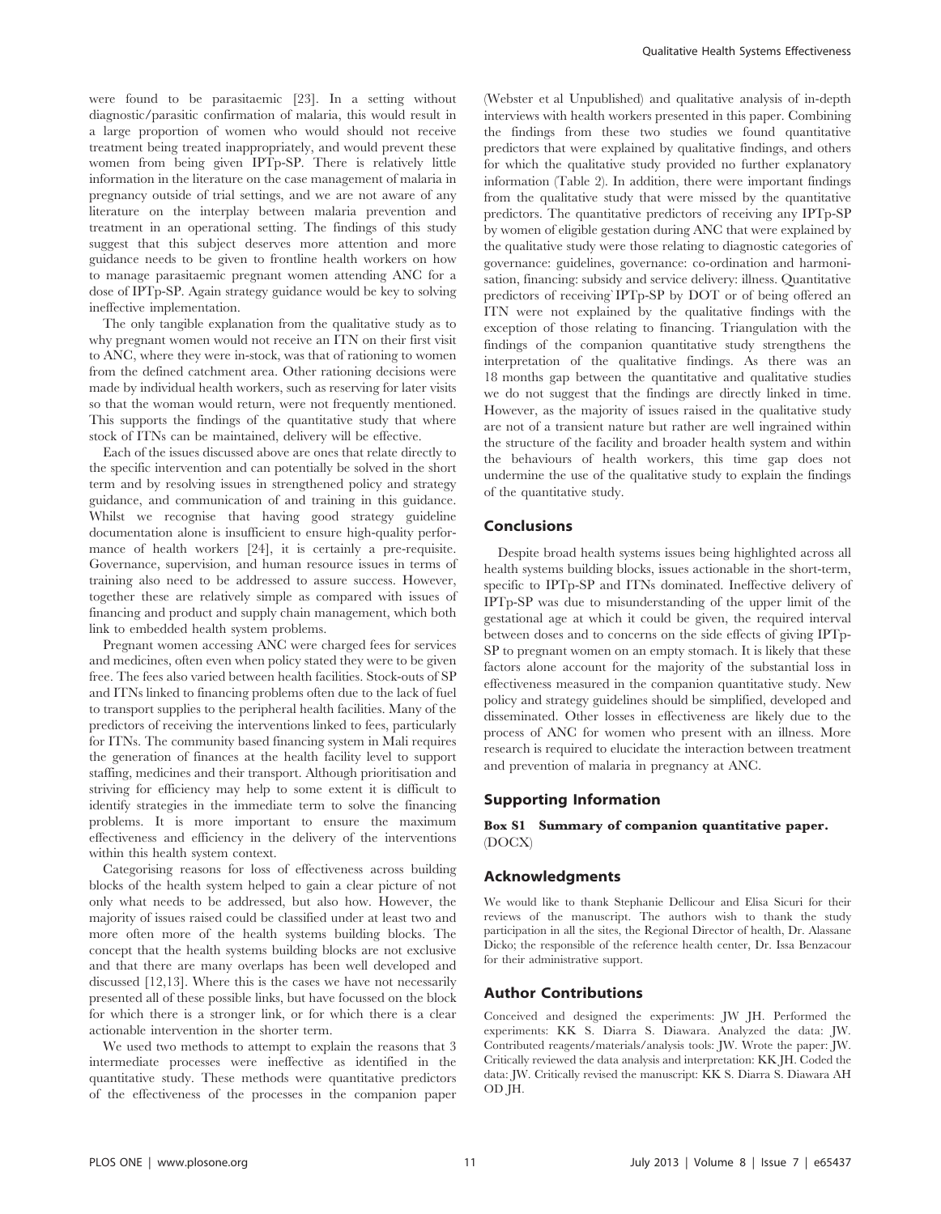were found to be parasitaemic [23]. In a setting without diagnostic/parasitic confirmation of malaria, this would result in a large proportion of women who would should not receive treatment being treated inappropriately, and would prevent these women from being given IPTp-SP. There is relatively little information in the literature on the case management of malaria in pregnancy outside of trial settings, and we are not aware of any literature on the interplay between malaria prevention and treatment in an operational setting. The findings of this study suggest that this subject deserves more attention and more guidance needs to be given to frontline health workers on how to manage parasitaemic pregnant women attending ANC for a dose of IPTp-SP. Again strategy guidance would be key to solving ineffective implementation.

The only tangible explanation from the qualitative study as to why pregnant women would not receive an ITN on their first visit to ANC, where they were in-stock, was that of rationing to women from the defined catchment area. Other rationing decisions were made by individual health workers, such as reserving for later visits so that the woman would return, were not frequently mentioned. This supports the findings of the quantitative study that where stock of ITNs can be maintained, delivery will be effective.

Each of the issues discussed above are ones that relate directly to the specific intervention and can potentially be solved in the short term and by resolving issues in strengthened policy and strategy guidance, and communication of and training in this guidance. Whilst we recognise that having good strategy guideline documentation alone is insufficient to ensure high-quality performance of health workers [24], it is certainly a pre-requisite. Governance, supervision, and human resource issues in terms of training also need to be addressed to assure success. However, together these are relatively simple as compared with issues of financing and product and supply chain management, which both link to embedded health system problems.

Pregnant women accessing ANC were charged fees for services and medicines, often even when policy stated they were to be given free. The fees also varied between health facilities. Stock-outs of SP and ITNs linked to financing problems often due to the lack of fuel to transport supplies to the peripheral health facilities. Many of the predictors of receiving the interventions linked to fees, particularly for ITNs. The community based financing system in Mali requires the generation of finances at the health facility level to support staffing, medicines and their transport. Although prioritisation and striving for efficiency may help to some extent it is difficult to identify strategies in the immediate term to solve the financing problems. It is more important to ensure the maximum effectiveness and efficiency in the delivery of the interventions within this health system context.

Categorising reasons for loss of effectiveness across building blocks of the health system helped to gain a clear picture of not only what needs to be addressed, but also how. However, the majority of issues raised could be classified under at least two and more often more of the health systems building blocks. The concept that the health systems building blocks are not exclusive and that there are many overlaps has been well developed and discussed [12,13]. Where this is the cases we have not necessarily presented all of these possible links, but have focussed on the block for which there is a stronger link, or for which there is a clear actionable intervention in the shorter term.

We used two methods to attempt to explain the reasons that 3 intermediate processes were ineffective as identified in the quantitative study. These methods were quantitative predictors of the effectiveness of the processes in the companion paper (Webster et al Unpublished) and qualitative analysis of in-depth interviews with health workers presented in this paper. Combining the findings from these two studies we found quantitative predictors that were explained by qualitative findings, and others for which the qualitative study provided no further explanatory information (Table 2). In addition, there were important findings from the qualitative study that were missed by the quantitative predictors. The quantitative predictors of receiving any IPTp-SP by women of eligible gestation during ANC that were explained by the qualitative study were those relating to diagnostic categories of governance: guidelines, governance: co-ordination and harmonisation, financing: subsidy and service delivery: illness. Quantitative predictors of receiving IPTp-SP by DOT or of being offered an ITN were not explained by the qualitative findings with the exception of those relating to financing. Triangulation with the findings of the companion quantitative study strengthens the interpretation of the qualitative findings. As there was an 18 months gap between the quantitative and qualitative studies we do not suggest that the findings are directly linked in time. However, as the majority of issues raised in the qualitative study are not of a transient nature but rather are well ingrained within the structure of the facility and broader health system and within the behaviours of health workers, this time gap does not undermine the use of the qualitative study to explain the findings of the quantitative study.

## Conclusions

Despite broad health systems issues being highlighted across all health systems building blocks, issues actionable in the short-term, specific to IPTp-SP and ITNs dominated. Ineffective delivery of IPTp-SP was due to misunderstanding of the upper limit of the gestational age at which it could be given, the required interval between doses and to concerns on the side effects of giving IPTp-SP to pregnant women on an empty stomach. It is likely that these factors alone account for the majority of the substantial loss in effectiveness measured in the companion quantitative study. New policy and strategy guidelines should be simplified, developed and disseminated. Other losses in effectiveness are likely due to the process of ANC for women who present with an illness. More research is required to elucidate the interaction between treatment and prevention of malaria in pregnancy at ANC.

## Supporting Information

**Box S1 Summary of companion quantitative paper.** (DOCX)

## Acknowledgments

We would like to thank Stephanie Dellicour and Elisa Sicuri for their reviews of the manuscript. The authors wish to thank the study participation in all the sites, the Regional Director of health, Dr. Alassane Dicko; the responsible of the reference health center, Dr. Issa Benzacour for their administrative support.

## Author Contributions

Conceived and designed the experiments: JW JH. Performed the experiments: KK S. Diarra S. Diawara. Analyzed the data: JW. Contributed reagents/materials/analysis tools: JW. Wrote the paper: JW. Critically reviewed the data analysis and interpretation: KK JH. Coded the data: JW. Critically revised the manuscript: KK S. Diarra S. Diawara AH OD JH.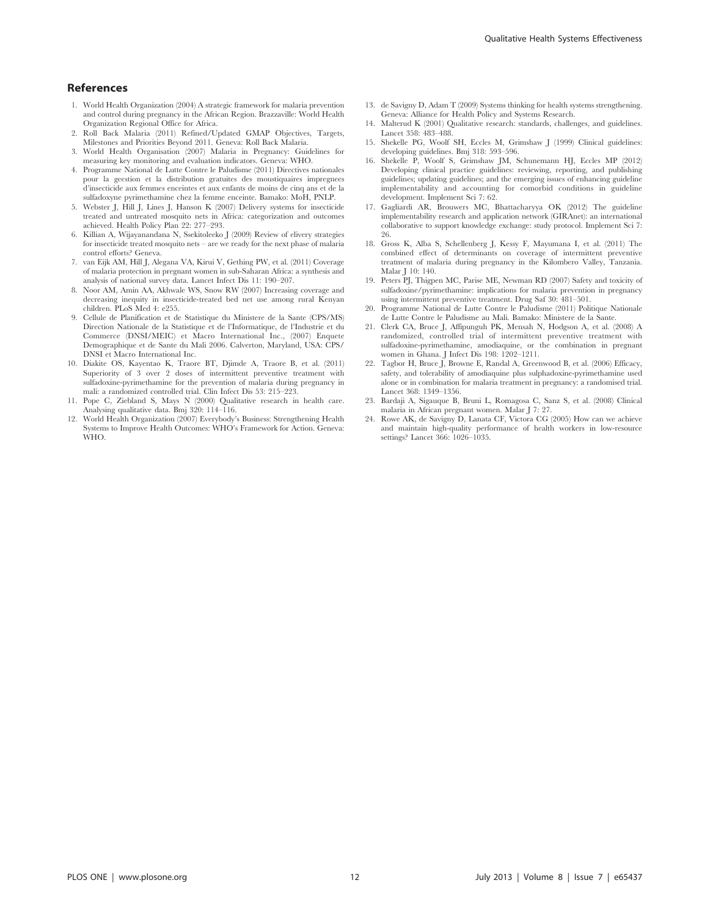## References

1. World Health Organization (2004) A strategic framework for malaria prevention and control during pregnancy in the African Region. Brazzaville: World Health Organization Regional Office for Africa.
2. Roll Back Malaria (2011) Refined/Updated GMAP Objectives, Targets, Milestones and Priorities Beyond 2011. Geneva: Roll Back Malaria.
3. World Health Organisation (2007) Malaria in Pregnancy: Guidelines for measuring key monitoring and evaluation indicators. Geneva: WHO.
4. Programme National de Lutte Contre le Paludisme (2011) Directives nationales pour la geestion et la distribution gratuites des moustiquaires impregnees d'insecticide aux femmes enceintes et aux enfants de moins de cinq ans et de la sulfadoxyne pyrimethamine chez la femme enceinte. Bamako: MoH, PNLP.
5. Webster J, Hill J, Lines J, Hanson K (2007) Delivery systems for insecticide treated and untreated mosquito nets in Africa: categorization and outcomes achieved. Health Policy Plan 22: 277–293.
6. Killian A, Wijayanandana N, Ssekitoleeko J (2009) Review of elivery strategies for insecticide treated mosquito nets – are we ready for the next phase of malaria control efforts? Geneva.
7. van Eijk AM, Hill J, Alegana VA, Kirui V, Gething PW, et al. (2011) Coverage of malaria protection in pregnant women in sub-Saharan Africa: a synthesis and analysis of national survey data. Lancet Infect Dis 11: 190–207.
8. Noor AM, Amin AA, Akhwale WS, Snow RW (2007) Increasing coverage and decreasing inequity in insecticide-treated bed net use among rural Kenyan children. PLoS Med 4: e255.
9. Cellule de Planification et de Statistique du Ministere de la Sante (CPS/MS) Direction Nationale de la Statistique et de l'Informatique, de l'Industrie et du Commerce (DNSI/MEIC) et Macro International Inc., (2007) Enquete Demographique et de Sante du Mali 2006. Calverton, Maryland, USA: CPS/DNSI et Macro International Inc.
10. Diakite OS, Kayentao K, Traore BT, Djimde A, Traore B, et al. (2011) Superiority of 3 over 2 doses of intermittent preventive treatment with sulfadoxine-pyrimethamine for the prevention of malaria during pregnancy in mali: a randomized controlled trial. Clin Infect Dis 53: 215–223.
11. Pope C, Ziebland S, Mays N (2000) Qualitative research in health care. Analysing qualitative data. Bmj 320: 114–116.
12. World Health Organization (2007) Everybody's Business: Strengthening Health Systems to Improve Health Outcomes: WHO's Framework for Action. Geneva: WHO.
13. de Savigny D, Adam T (2009) Systems thinking for health systems strengthening. Geneva: Alliance for Health Policy and Systems Research.
14. Malterud K (2001) Qualitative research: standards, challenges, and guidelines. Lancet 358: 483–488.
15. Shekelle PG, Woolf SH, Eccles M, Grimshaw J (1999) Clinical guidelines: developing guidelines. Bmj 318: 593–596.
16. Shekelle P, Woolf S, Grimshaw JM, Schunemann HJ, Eccles MP (2012) Developing clinical practice guidelines: reviewing, reporting, and publishing guidelines; updating guidelines; and the emerging issues of enhancing guideline implementability and accounting for comorbid conditions in guideline development. Implement Sci 7: 62.
17. Gagliardi AR, Brouwers MC, Bhattacharyya OK (2012) The guideline implementability research and application network (GIRAnet): an international collaborative to support knowledge exchange: study protocol. Implement Sci 7: 26.
18. Gross K, Alba S, Schellenberg J, Kessy F, Mayumana I, et al. (2011) The combined effect of determinants on coverage of intermittent preventive treatment of malaria during pregnancy in the Kilombero Valley, Tanzania. Malar J 10: 140.
19. Peters PJ, Thigpen MC, Parise ME, Newman RD (2007) Safety and toxicity of sulfadoxine/pyrimethamine: implications for malaria prevention in pregnancy using intermittent preventive treatment. Drug Saf 30: 481–501.
20. Programme National de Lutte Contre le Paludisme (2011) Politique Nationale de Lutte Contre le Paludisme au Mali. Bamako: Ministere de la Sante.
21. Clerk CA, Bruce J, Affipunguh PK, Mensah N, Hodgson A, et al. (2008) A randomized, controlled trial of intermittent preventive treatment with sulfadoxine-pyrimethamine, amodiaquine, or the combination in pregnant women in Ghana. J Infect Dis 198: 1202–1211.
22. Tagbor H, Bruce J, Browne E, Randal A, Greenwood B, et al. (2006) Efficacy, safety, and tolerability of amodiaquine plus sulphadoxine-pyrimethamine used alone or in combination for malaria treatment in pregnancy: a randomised trial. Lancet 368: 1349–1356.
23. Bardaji A, Sigauque B, Bruni L, Romagosa C, Sanz S, et al. (2008) Clinical malaria in African pregnant women. Malar J 7: 27.
24. Rowe AK, de Savigny D, Lanata CF, Victora CG (2005) How can we achieve and maintain high-quality performance of health workers in low-resource settings? Lancet 366: 1026–1035.